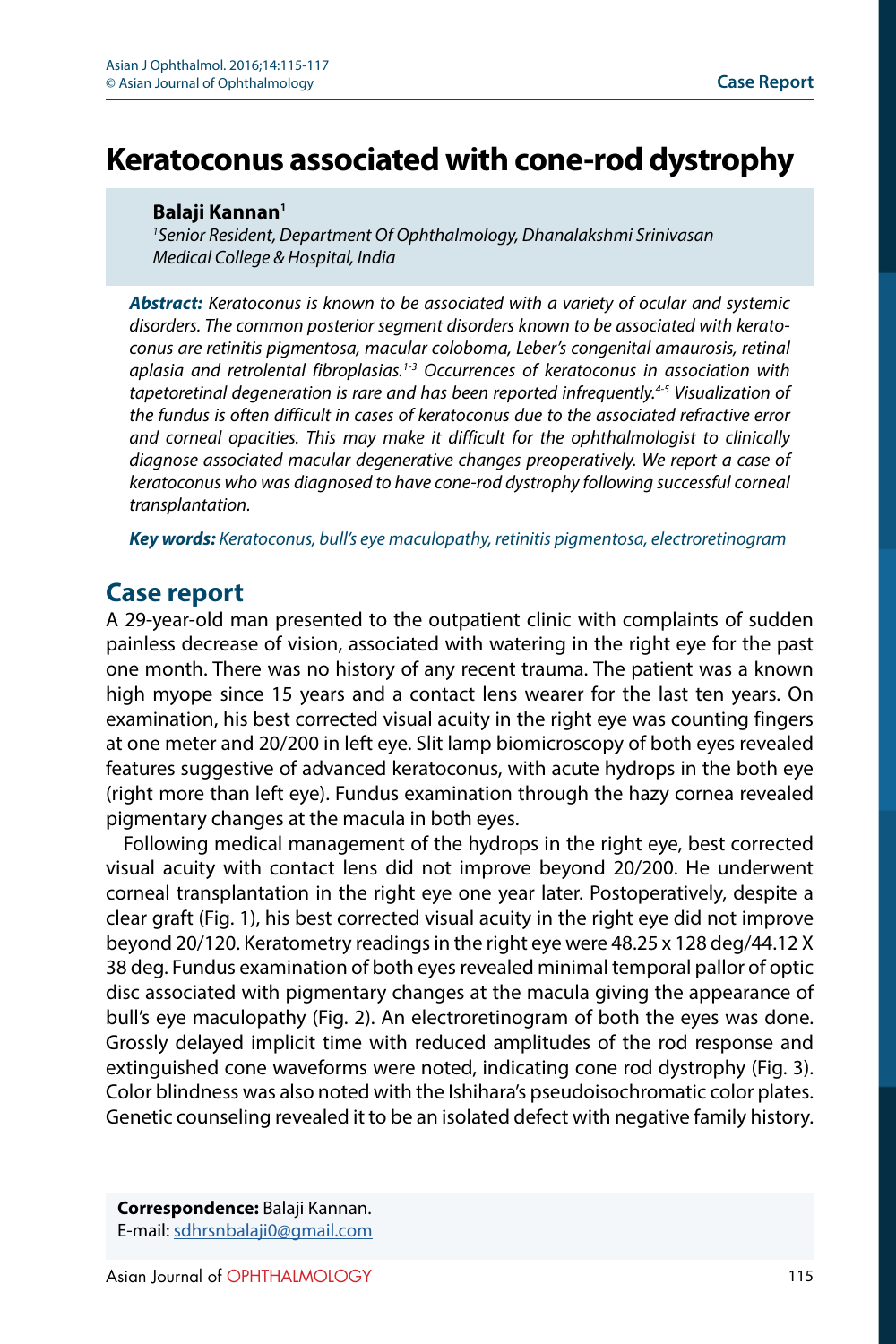# Keratoconus associated with cone-rod dystrophy

**Balaji Kannan**[1]

[1]*Senior Resident, Department Of Ophthalmology, Dhanalakshmi Srinivasan Medical College & Hospital, India*

***Abstract:*** *Keratoconus is known to be associated with a variety of ocular and systemic disorders. The common posterior segment disorders known to be associated with keratoconus are retinitis pigmentosa, macular coloboma, Leber's congenital amaurosis, retinal aplasia and retrolental fibroplasias.*[1-3] *Occurrences of keratoconus in association with tapetoretinal degeneration is rare and has been reported infrequently.*[4-5] *Visualization of the fundus is often difficult in cases of keratoconus due to the associated refractive error and corneal opacities. This may make it difficult for the ophthalmologist to clinically diagnose associated macular degenerative changes preoperatively. We report a case of keratoconus who was diagnosed to have cone-rod dystrophy following successful corneal transplantation.*

***Key words:*** *Keratoconus, bull's eye maculopathy, retinitis pigmentosa, electroretinogram*

## Case report

A 29-year-old man presented to the outpatient clinic with complaints of sudden painless decrease of vision, associated with watering in the right eye for the past one month. There was no history of any recent trauma. The patient was a known high myope since 15 years and a contact lens wearer for the last ten years. On examination, his best corrected visual acuity in the right eye was counting fingers at one meter and 20/200 in left eye. Slit lamp biomicroscopy of both eyes revealed features suggestive of advanced keratoconus, with acute hydrops in the both eye (right more than left eye). Fundus examination through the hazy cornea revealed pigmentary changes at the macula in both eyes.

Following medical management of the hydrops in the right eye, best corrected visual acuity with contact lens did not improve beyond 20/200. He underwent corneal transplantation in the right eye one year later. Postoperatively, despite a clear graft (Fig. 1), his best corrected visual acuity in the right eye did not improve beyond 20/120. Keratometry readings in the right eye were 48.25 x 128 deg/44.12 X 38 deg. Fundus examination of both eyes revealed minimal temporal pallor of optic disc associated with pigmentary changes at the macula giving the appearance of bull's eye maculopathy (Fig. 2). An electroretinogram of both the eyes was done. Grossly delayed implicit time with reduced amplitudes of the rod response and extinguished cone waveforms were noted, indicating cone rod dystrophy (Fig. 3). Color blindness was also noted with the Ishihara's pseudoisochromatic color plates. Genetic counseling revealed it to be an isolated defect with negative family history.

**Correspondence:** Balaji Kannan.
E-mail: sdhrsnbalaji0@gmail.com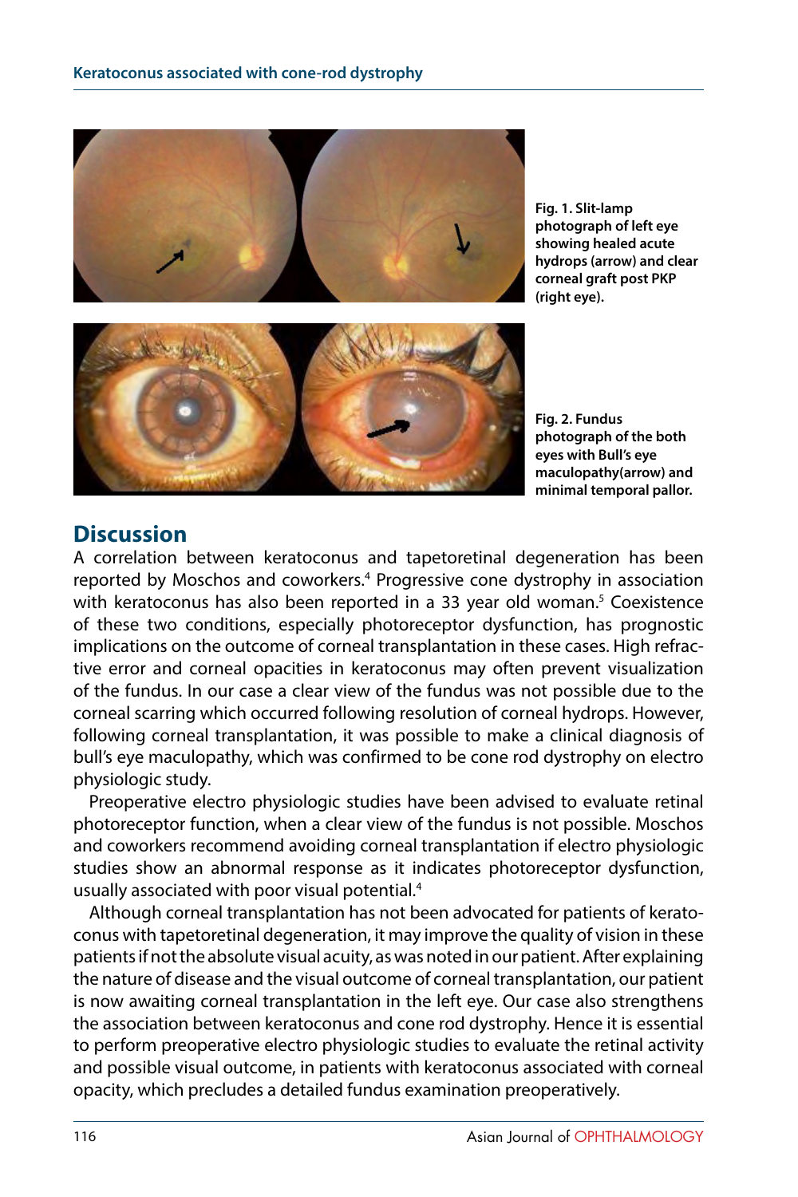Fig. 1. Slit-lamp photograph of left eye showing healed acute hydrops (arrow) and clear corneal graft post PKP (right eye).

Fig. 2. Fundus photograph of the both eyes with Bull's eye maculopathy(arrow) and minimal temporal pallor.

## Discussion

A correlation between keratoconus and tapetoretinal degeneration has been reported by Moschos and coworkers.[4] Progressive cone dystrophy in association with keratoconus has also been reported in a 33 year old woman.[5] Coexistence of these two conditions, especially photoreceptor dysfunction, has prognostic implications on the outcome of corneal transplantation in these cases. High refractive error and corneal opacities in keratoconus may often prevent visualization of the fundus. In our case a clear view of the fundus was not possible due to the corneal scarring which occurred following resolution of corneal hydrops. However, following corneal transplantation, it was possible to make a clinical diagnosis of bull's eye maculopathy, which was confirmed to be cone rod dystrophy on electro physiologic study.

Preoperative electro physiologic studies have been advised to evaluate retinal photoreceptor function, when a clear view of the fundus is not possible. Moschos and coworkers recommend avoiding corneal transplantation if electro physiologic studies show an abnormal response as it indicates photoreceptor dysfunction, usually associated with poor visual potential.[4]

Although corneal transplantation has not been advocated for patients of keratoconus with tapetoretinal degeneration, it may improve the quality of vision in these patients if not the absolute visual acuity, as was noted in our patient. After explaining the nature of disease and the visual outcome of corneal transplantation, our patient is now awaiting corneal transplantation in the left eye. Our case also strengthens the association between keratoconus and cone rod dystrophy. Hence it is essential to perform preoperative electro physiologic studies to evaluate the retinal activity and possible visual outcome, in patients with keratoconus associated with corneal opacity, which precludes a detailed fundus examination preoperatively.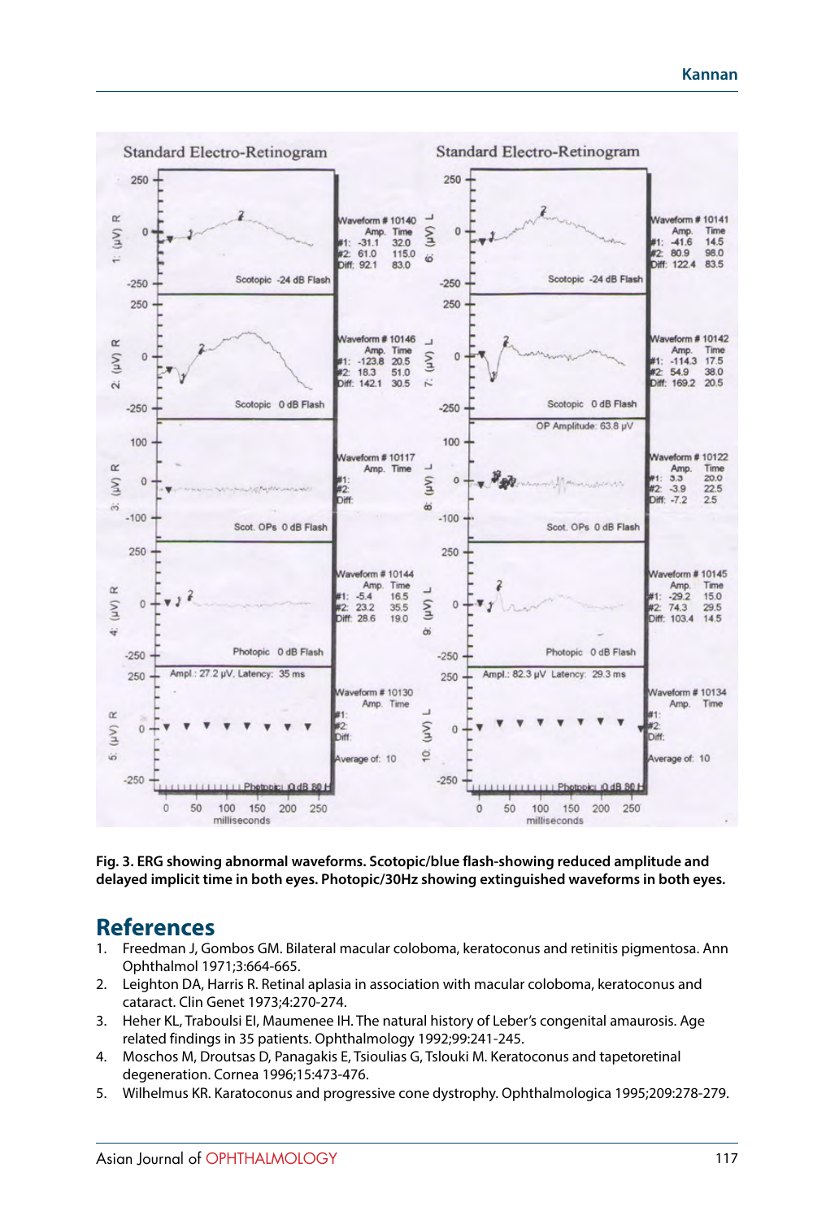Standard Electro-Retinogram

1: (μV) R

250

0

-250

Scotopic -24 dB Flash

Waveform # 10140
Amp. Time
#1: -31.1 32.0
#2: 61.0 115.0
Diff: 92.1 83.0

2: (μV) R

250

0

-250

Scotopic 0 dB Flash

Waveform # 10146
Amp. Time
#1: -123.8 20.5
#2: 18.3 51.0
Diff: 142.1 30.5

3: (μV) R

100

0

-100

Scot. OPs 0 dB Flash

Waveform # 10117
Amp. Time
#1:
#2:
Diff:

4: (μV) R

250

0

-250

Photopic 0 dB Flash

Waveform # 10144
Amp. Time
#1: -5.4 16.5
#2: 23.2 35.5
Diff: 28.6 19.0

5: (μV) R

250

0

-250

Ampl.: 27.2 μV, Latency: 35 ms

Photopic 0 dB 80 H

Waveform # 10130
Amp. Time
#1:
#2:
Diff:
Average of: 10

0 50 100 150 200 250
milliseconds

Standard Electro-Retinogram

6: (μV) L

250

0

-250

Scotopic -24 dB Flash

Waveform # 10141
Amp. Time
#1: -41.6 14.5
#2: 80.9 98.0
Diff: 122.4 83.5

7: (μV) L

250

0

-250

Scotopic 0 dB Flash

Waveform # 10142
Amp. Time
#1: -114.3 17.5
#2: 54.9 38.0
Diff: 169.2 20.5

OP Amplitude: 63.8 μV

8: (μV) L

100

0

-100

Scot. OPs 0 dB Flash

Waveform # 10122
Amp. Time
#1: 3.3 20.0
#2: -3.9 22.5
Diff: -7.2 2.5

9: (μV) L

250

0

-250

Photopic 0 dB Flash

Waveform # 10145
Amp. Time
#1: -29.2 15.0
#2: 74.3 29.5
Diff: 103.4 14.5

10: (μV) L

250

0

-250

Ampl.: 82.3 μV Latency: 29.3 ms

Photopic 0 dB 80 H

Waveform # 10134
Amp. Time
#1:
#2:
Diff:
Average of: 10

0 50 100 150 200 250
milliseconds

**Fig. 3. ERG showing abnormal waveforms. Scotopic/blue flash-showing reduced amplitude and delayed implicit time in both eyes. Photopic/30Hz showing extinguished waveforms in both eyes.**

## References

1. Freedman J, Gombos GM. Bilateral macular coloboma, keratoconus and retinitis pigmentosa. Ann Ophthalmol 1971;3:664-665.
2. Leighton DA, Harris R. Retinal aplasia in association with macular coloboma, keratoconus and cataract. Clin Genet 1973;4:270-274.
3. Heher KL, Traboulsi EI, Maumenee IH. The natural history of Leber's congenital amaurosis. Age related findings in 35 patients. Ophthalmology 1992;99:241-245.
4. Moschos M, Droutsas D, Panagakis E, Tsioulias G, Tslouki M. Keratoconus and tapetoretinal degeneration. Cornea 1996;15:473-476.
5. Wilhelmus KR. Karatoconus and progressive cone dystrophy. Ophthalmologica 1995;209:278-279.